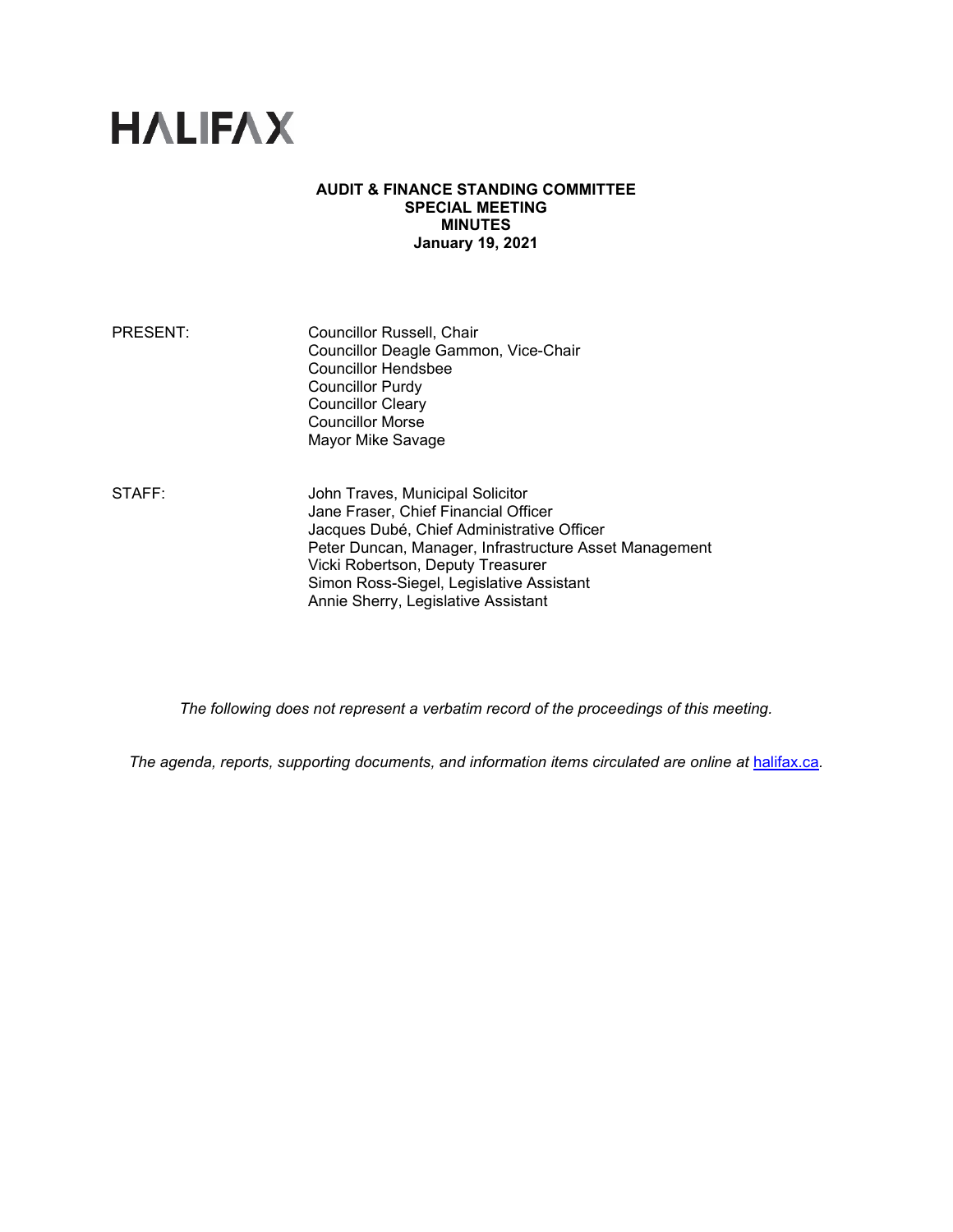# HALIFAX

**AUDIT & FINANCE STANDING COMMITTEE**
**SPECIAL MEETING**
**MINUTES**
**January 19, 2021**

PRESENT: Councillor Russell, Chair
Councillor Deagle Gammon, Vice-Chair
Councillor Hendsbee
Councillor Purdy
Councillor Cleary
Councillor Morse
Mayor Mike Savage

STAFF: John Traves, Municipal Solicitor
Jane Fraser, Chief Financial Officer
Jacques Dubé, Chief Administrative Officer
Peter Duncan, Manager, Infrastructure Asset Management
Vicki Robertson, Deputy Treasurer
Simon Ross-Siegel, Legislative Assistant
Annie Sherry, Legislative Assistant

*The following does not represent a verbatim record of the proceedings of this meeting.*

*The agenda, reports, supporting documents, and information items circulated are online at* [halifax.ca](halifax.ca)*.*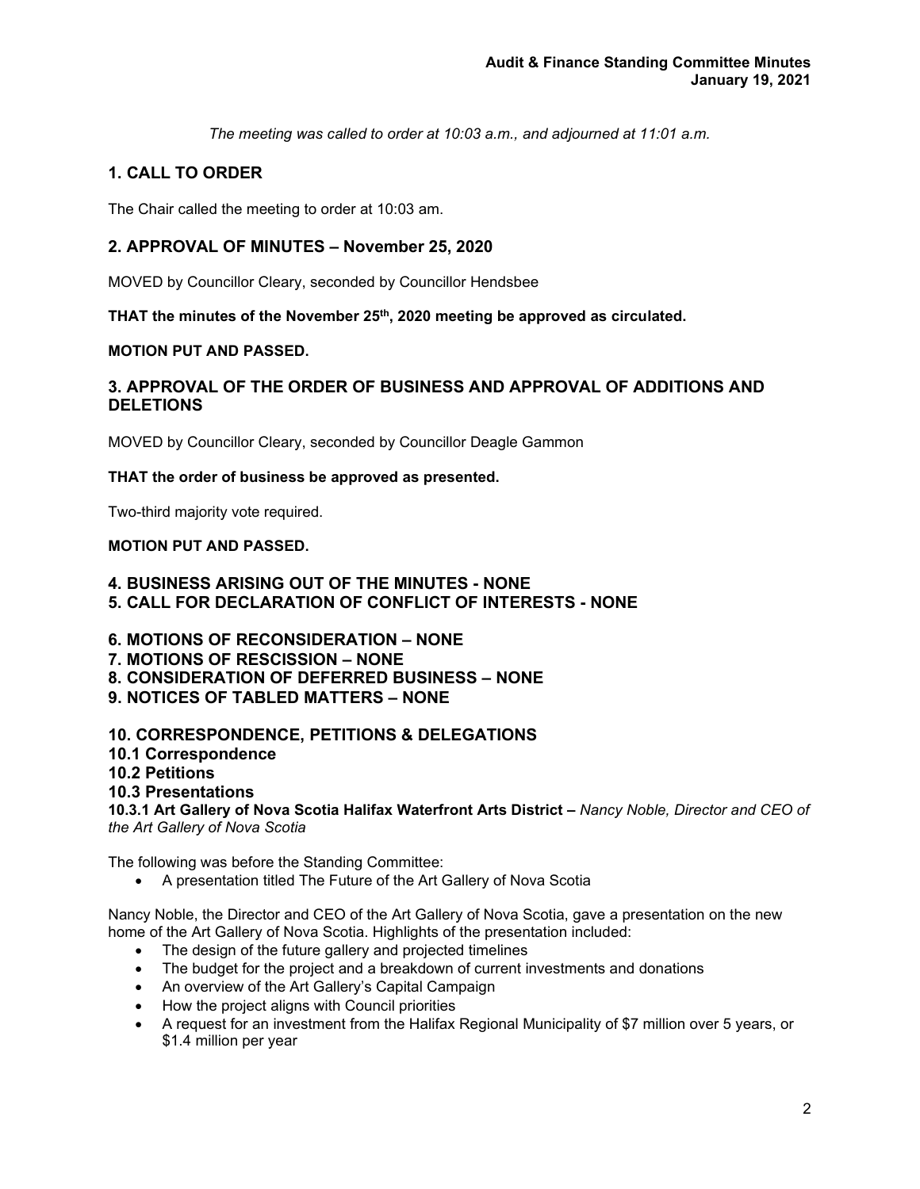*The meeting was called to order at 10:03 a.m., and adjourned at 11:01 a.m.*

## 1. CALL TO ORDER

The Chair called the meeting to order at 10:03 am.

## 2. APPROVAL OF MINUTES – November 25, 2020

MOVED by Councillor Cleary, seconded by Councillor Hendsbee

**THAT the minutes of the November 25th, 2020 meeting be approved as circulated.**

**MOTION PUT AND PASSED.**

## 3. APPROVAL OF THE ORDER OF BUSINESS AND APPROVAL OF ADDITIONS AND DELETIONS

MOVED by Councillor Cleary, seconded by Councillor Deagle Gammon

**THAT the order of business be approved as presented.**

Two-third majority vote required.

**MOTION PUT AND PASSED.**

## 4. BUSINESS ARISING OUT OF THE MINUTES - NONE

## 5. CALL FOR DECLARATION OF CONFLICT OF INTERESTS - NONE

## 6. MOTIONS OF RECONSIDERATION – NONE

## 7. MOTIONS OF RESCISSION – NONE

## 8. CONSIDERATION OF DEFERRED BUSINESS – NONE

## 9. NOTICES OF TABLED MATTERS – NONE

## 10. CORRESPONDENCE, PETITIONS & DELEGATIONS

### 10.1 Correspondence

### 10.2 Petitions

### 10.3 Presentations

**10.3.1 Art Gallery of Nova Scotia Halifax Waterfront Arts District –** *Nancy Noble, Director and CEO of the Art Gallery of Nova Scotia*

The following was before the Standing Committee:

- A presentation titled The Future of the Art Gallery of Nova Scotia

Nancy Noble, the Director and CEO of the Art Gallery of Nova Scotia, gave a presentation on the new home of the Art Gallery of Nova Scotia. Highlights of the presentation included:

- The design of the future gallery and projected timelines
- The budget for the project and a breakdown of current investments and donations
- An overview of the Art Gallery's Capital Campaign
- How the project aligns with Council priorities
- A request for an investment from the Halifax Regional Municipality of $7 million over 5 years, or $1.4 million per year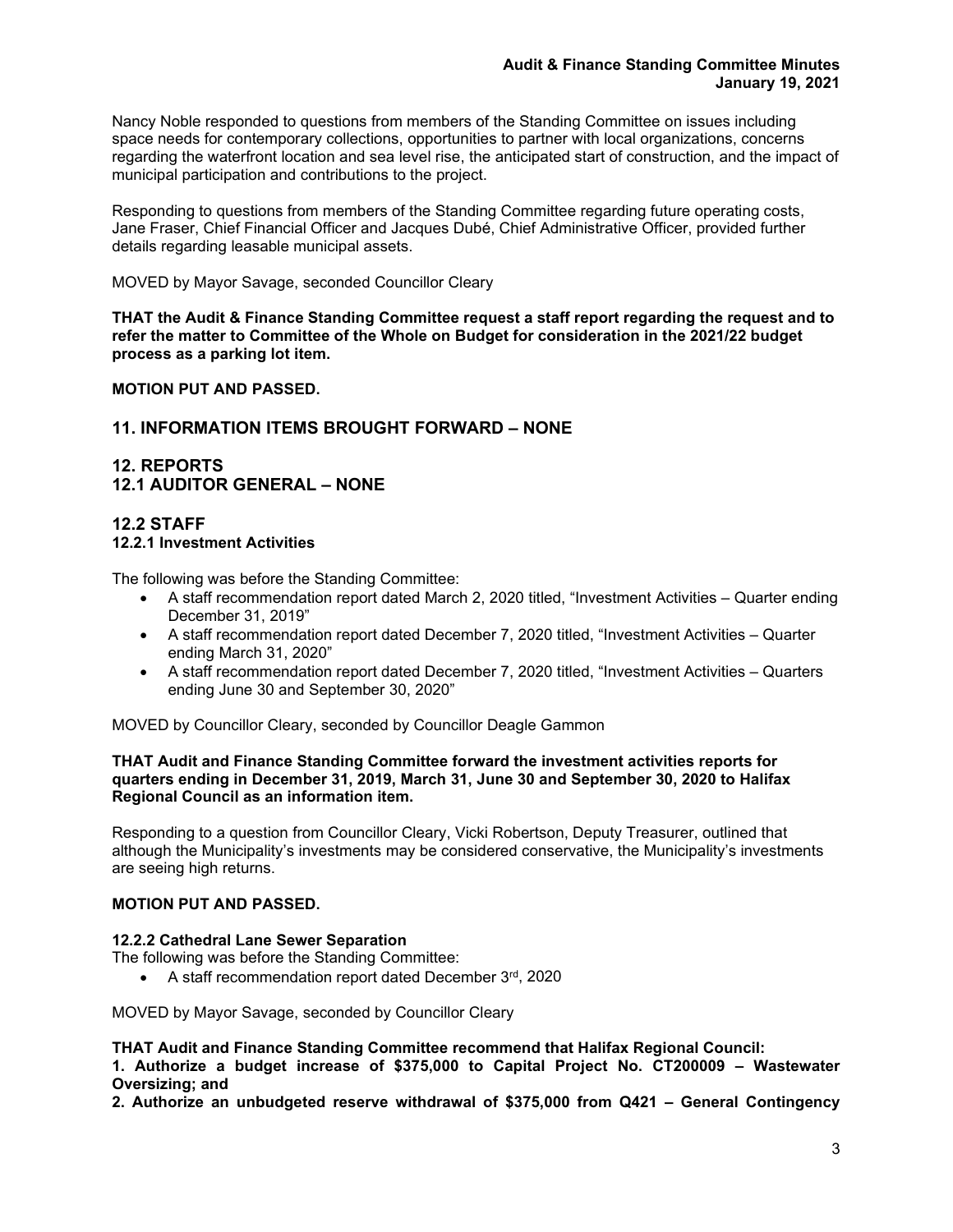Nancy Noble responded to questions from members of the Standing Committee on issues including space needs for contemporary collections, opportunities to partner with local organizations, concerns regarding the waterfront location and sea level rise, the anticipated start of construction, and the impact of municipal participation and contributions to the project.

Responding to questions from members of the Standing Committee regarding future operating costs, Jane Fraser, Chief Financial Officer and Jacques Dubé, Chief Administrative Officer, provided further details regarding leasable municipal assets.

MOVED by Mayor Savage, seconded Councillor Cleary

**THAT the Audit & Finance Standing Committee request a staff report regarding the request and to refer the matter to Committee of the Whole on Budget for consideration in the 2021/22 budget process as a parking lot item.**

**MOTION PUT AND PASSED.**

## 11. INFORMATION ITEMS BROUGHT FORWARD – NONE

## 12. REPORTS
## 12.1 AUDITOR GENERAL – NONE

## 12.2 STAFF
### 12.2.1 Investment Activities

The following was before the Standing Committee:

- A staff recommendation report dated March 2, 2020 titled, "Investment Activities – Quarter ending December 31, 2019"
- A staff recommendation report dated December 7, 2020 titled, "Investment Activities – Quarter ending March 31, 2020"
- A staff recommendation report dated December 7, 2020 titled, "Investment Activities – Quarters ending June 30 and September 30, 2020"

MOVED by Councillor Cleary, seconded by Councillor Deagle Gammon

**THAT Audit and Finance Standing Committee forward the investment activities reports for quarters ending in December 31, 2019, March 31, June 30 and September 30, 2020 to Halifax Regional Council as an information item.**

Responding to a question from Councillor Cleary, Vicki Robertson, Deputy Treasurer, outlined that although the Municipality's investments may be considered conservative, the Municipality's investments are seeing high returns.

**MOTION PUT AND PASSED.**

### 12.2.2 Cathedral Lane Sewer Separation

The following was before the Standing Committee:

- A staff recommendation report dated December 3rd, 2020

MOVED by Mayor Savage, seconded by Councillor Cleary

**THAT Audit and Finance Standing Committee recommend that Halifax Regional Council:**
**1. Authorize a budget increase of $375,000 to Capital Project No. CT200009 – Wastewater Oversizing; and**
**2. Authorize an unbudgeted reserve withdrawal of $375,000 from Q421 – General Contingency**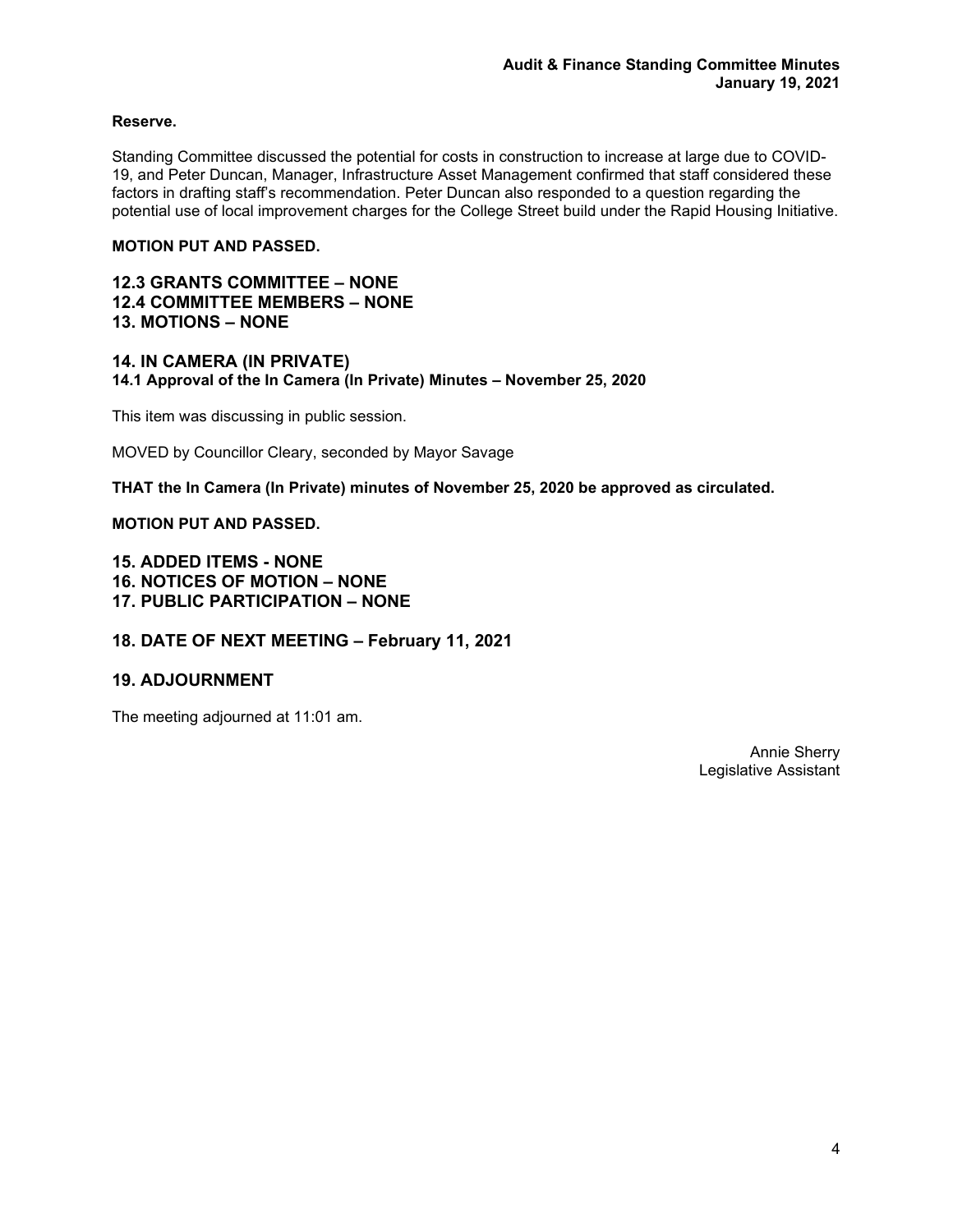**Reserve.**

Standing Committee discussed the potential for costs in construction to increase at large due to COVID-19, and Peter Duncan, Manager, Infrastructure Asset Management confirmed that staff considered these factors in drafting staff's recommendation. Peter Duncan also responded to a question regarding the potential use of local improvement charges for the College Street build under the Rapid Housing Initiative.

**MOTION PUT AND PASSED.**

## 12.3 GRANTS COMMITTEE – NONE
## 12.4 COMMITTEE MEMBERS – NONE
## 13. MOTIONS – NONE

## 14. IN CAMERA (IN PRIVATE)
### 14.1 Approval of the In Camera (In Private) Minutes – November 25, 2020

This item was discussing in public session.

MOVED by Councillor Cleary, seconded by Mayor Savage

**THAT the In Camera (In Private) minutes of November 25, 2020 be approved as circulated.**

**MOTION PUT AND PASSED.**

## 15. ADDED ITEMS - NONE
## 16. NOTICES OF MOTION – NONE
## 17. PUBLIC PARTICIPATION – NONE

## 18. DATE OF NEXT MEETING – February 11, 2021

## 19. ADJOURNMENT

The meeting adjourned at 11:01 am.

Annie Sherry
Legislative Assistant